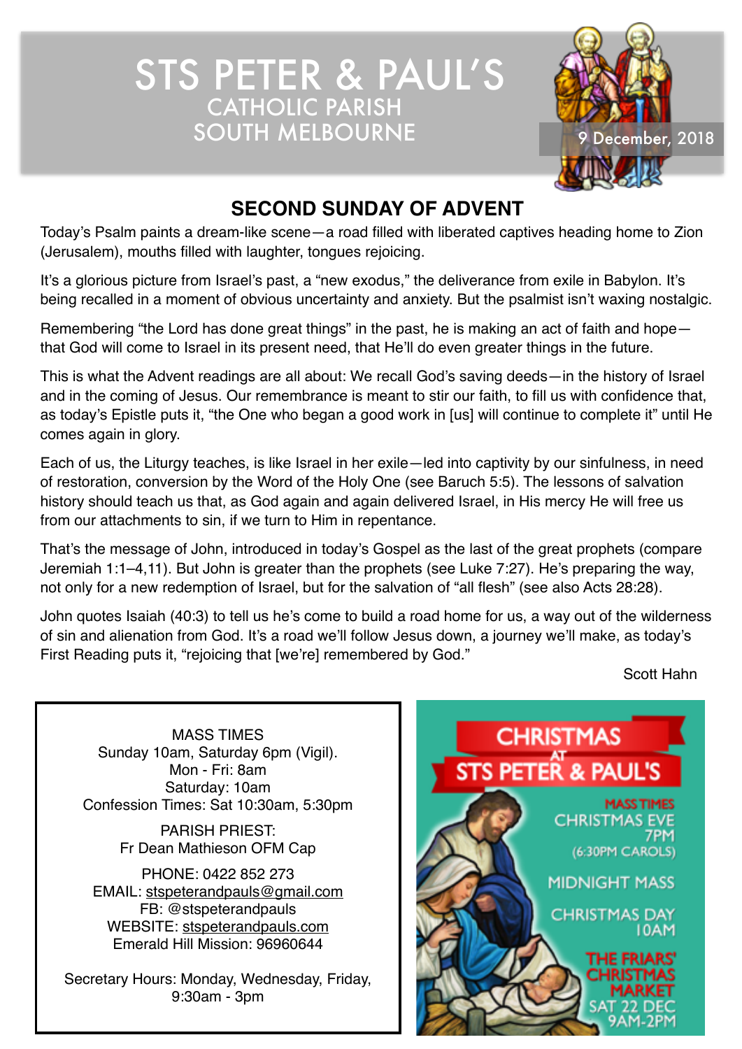# STS PETER & PAUL'S

## CATHOLIC PARISH
## SOUTH MELBOURNE

9 December, 2018

## SECOND SUNDAY OF ADVENT

Today's Psalm paints a dream-like scene—a road filled with liberated captives heading home to Zion (Jerusalem), mouths filled with laughter, tongues rejoicing.

It's a glorious picture from Israel's past, a "new exodus," the deliverance from exile in Babylon. It's being recalled in a moment of obvious uncertainty and anxiety. But the psalmist isn't waxing nostalgic.

Remembering "the Lord has done great things" in the past, he is making an act of faith and hope—that God will come to Israel in its present need, that He'll do even greater things in the future.

This is what the Advent readings are all about: We recall God's saving deeds—in the history of Israel and in the coming of Jesus. Our remembrance is meant to stir our faith, to fill us with confidence that, as today's Epistle puts it, "the One who began a good work in [us] will continue to complete it" until He comes again in glory.

Each of us, the Liturgy teaches, is like Israel in her exile—led into captivity by our sinfulness, in need of restoration, conversion by the Word of the Holy One (see Baruch 5:5). The lessons of salvation history should teach us that, as God again and again delivered Israel, in His mercy He will free us from our attachments to sin, if we turn to Him in repentance.

That's the message of John, introduced in today's Gospel as the last of the great prophets (compare Jeremiah 1:1–4,11). But John is greater than the prophets (see Luke 7:27). He's preparing the way, not only for a new redemption of Israel, but for the salvation of "all flesh" (see also Acts 28:28).

John quotes Isaiah (40:3) to tell us he's come to build a road home for us, a way out of the wilderness of sin and alienation from God. It's a road we'll follow Jesus down, a journey we'll make, as today's First Reading puts it, "rejoicing that [we're] remembered by God."

Scott Hahn

MASS TIMES
Sunday 10am, Saturday 6pm (Vigil).
Mon - Fri: 8am
Saturday: 10am
Confession Times: Sat 10:30am, 5:30pm

PARISH PRIEST:
Fr Dean Mathieson OFM Cap

PHONE: 0422 852 273
EMAIL: stspeterandpauls@gmail.com
FB: @stspeterandpauls
WEBSITE: stspeterandpauls.com
Emerald Hill Mission: 96960644

Secretary Hours: Monday, Wednesday, Friday, 9:30am - 3pm

**CHRISTMAS AT STS PETER & PAUL'S**

MASS TIMES
CHRISTMAS EVE 7PM (6:30PM CAROLS)
MIDNIGHT MASS
CHRISTMAS DAY 10AM

THE FRIARS' CHRISTMAS MARKET
SAT 22 DEC 9AM-2PM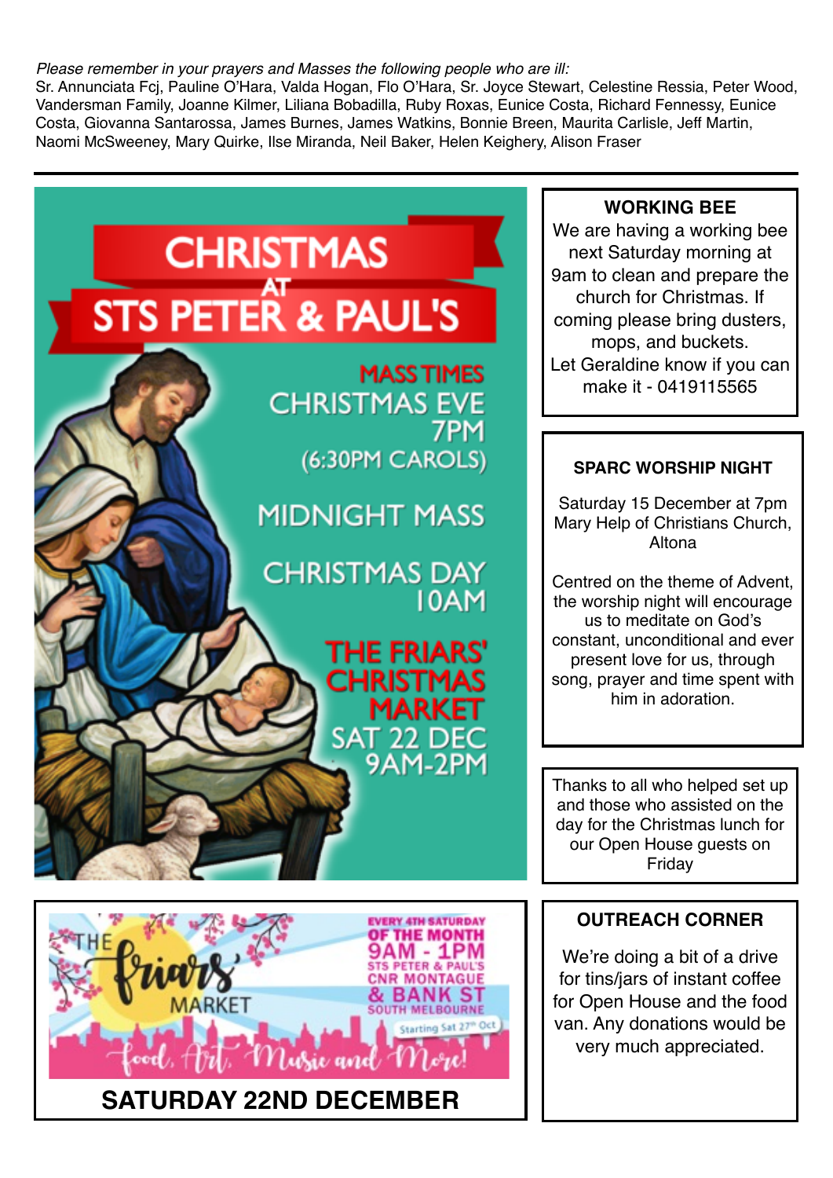*Please remember in your prayers and Masses the following people who are ill:*
Sr. Annunciata Fcj, Pauline O'Hara, Valda Hogan, Flo O'Hara, Sr. Joyce Stewart, Celestine Ressia, Peter Wood, Vandersman Family, Joanne Kilmer, Liliana Bobadilla, Ruby Roxas, Eunice Costa, Richard Fennessy, Eunice Costa, Giovanna Santarossa, James Burnes, James Watkins, Bonnie Breen, Maurita Carlisle, Jeff Martin, Naomi McSweeney, Mary Quirke, Ilse Miranda, Neil Baker, Helen Keighery, Alison Fraser

---

# CHRISTMAS AT STS PETER & PAUL'S

**MASS TIMES**

CHRISTMAS EVE
7PM
(6:30PM CAROLS)

MIDNIGHT MASS

CHRISTMAS DAY
10AM

**THE FRIARS' CHRISTMAS MARKET**
SAT 22 DEC
9AM-2PM

---

THE Friars' MARKET

EVERY 4TH SATURDAY OF THE MONTH
9AM - 1PM
STS PETER & PAUL'S
CNR MONTAGUE & BANK ST
SOUTH MELBOURNE
Starting Sat 27th Oct

Food, Art, Music and More!

**SATURDAY 22ND DECEMBER**

---

### WORKING BEE

We are having a working bee next Saturday morning at 9am to clean and prepare the church for Christmas. If coming please bring dusters, mops, and buckets.
Let Geraldine know if you can make it - 0419115565

### SPARC WORSHIP NIGHT

Saturday 15 December at 7pm
Mary Help of Christians Church, Altona

Centred on the theme of Advent, the worship night will encourage us to meditate on God's constant, unconditional and ever present love for us, through song, prayer and time spent with him in adoration.

---

Thanks to all who helped set up and those who assisted on the day for the Christmas lunch for our Open House guests on Friday

### OUTREACH CORNER

We're doing a bit of a drive for tins/jars of instant coffee for Open House and the food van. Any donations would be very much appreciated.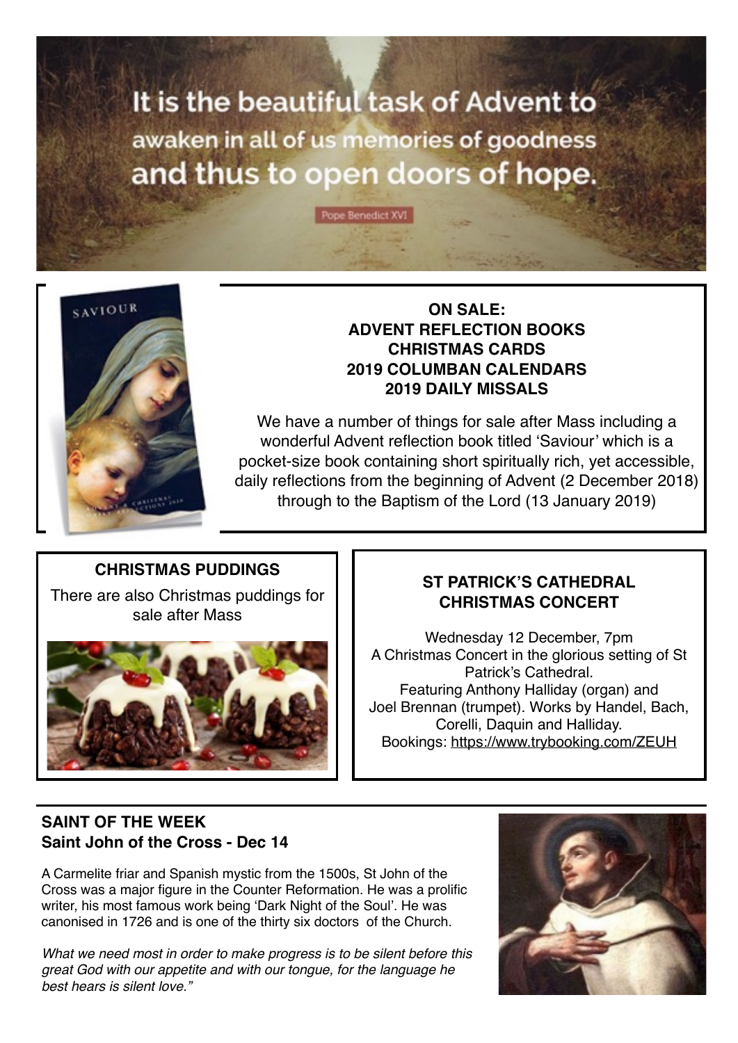It is the beautiful task of Advent to awaken in all of us memories of goodness and thus to open doors of hope.

Pope Benedict XVI

**ON SALE:**
**ADVENT REFLECTION BOOKS**
**CHRISTMAS CARDS**
**2019 COLUMBAN CALENDARS**
**2019 DAILY MISSALS**

We have a number of things for sale after Mass including a wonderful Advent reflection book titled 'Saviour' which is a pocket-size book containing short spiritually rich, yet accessible, daily reflections from the beginning of Advent (2 December 2018) through to the Baptism of the Lord (13 January 2019)

**CHRISTMAS PUDDINGS**

There are also Christmas puddings for sale after Mass

**ST PATRICK'S CATHEDRAL CHRISTMAS CONCERT**

Wednesday 12 December, 7pm
A Christmas Concert in the glorious setting of St Patrick's Cathedral.
Featuring Anthony Halliday (organ) and Joel Brennan (trumpet). Works by Handel, Bach, Corelli, Daquin and Halliday.
Bookings: https://www.trybooking.com/ZEUH

**SAINT OF THE WEEK**
**Saint John of the Cross - Dec 14**

A Carmelite friar and Spanish mystic from the 1500s, St John of the Cross was a major figure in the Counter Reformation. He was a prolific writer, his most famous work being 'Dark Night of the Soul'. He was canonised in 1726 and is one of the thirty six doctors of the Church.

*What we need most in order to make progress is to be silent before this great God with our appetite and with our tongue, for the language he best hears is silent love."*